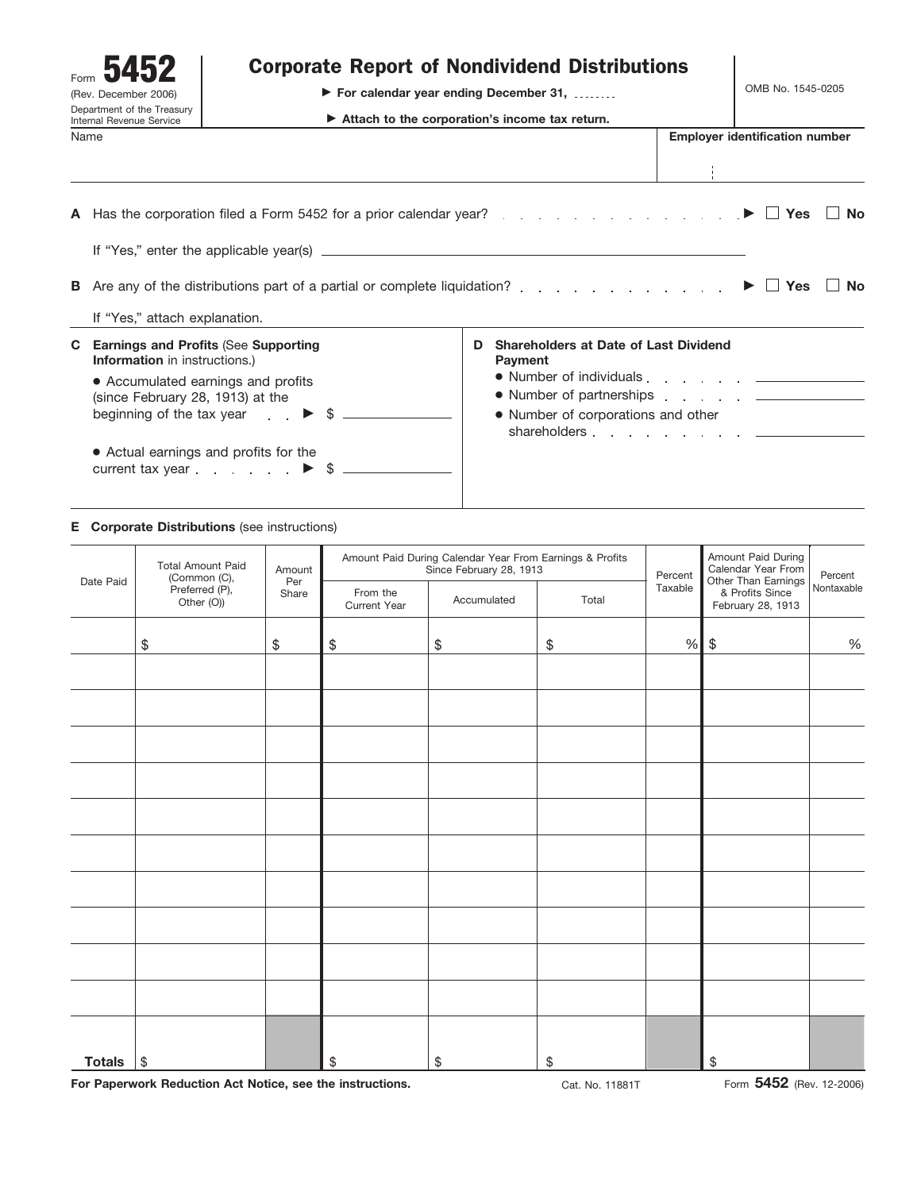Form **5452**
(Rev. December 2006)
Department of the Treasury
Internal Revenue Service

# Corporate Report of Nondividend Distributions

▶ For calendar year ending December 31, ........

▶ Attach to the corporation's income tax return.

OMB No. 1545-0205

Name | **Employer identification number**

**A** Has the corporation filed a Form 5452 for a prior calendar year? . . . . . . . . . . . . . . . . . ▶ ☐ **Yes** ☐ **No**

If "Yes," enter the applicable year(s) ______________________

**B** Are any of the distributions part of a partial or complete liquidation? . . . . . . . . . . . . . ▶ ☐ **Yes** ☐ **No**

If "Yes," attach explanation.

**C Earnings and Profits** (See **Supporting Information** in instructions.)

- Accumulated earnings and profits (since February 28, 1913) at the beginning of the tax year . . ▶ $ ____________
- Actual earnings and profits for the current tax year . . . . . . . ▶ $ ____________

**D Shareholders at Date of Last Dividend Payment**

- Number of individuals . . . . . . . ____________
- Number of partnerships . . . . . . ____________
- Number of corporations and other shareholders . . . . . . . . . ____________

**E Corporate Distributions** (see instructions)

| Date Paid | Total Amount Paid (Common (C), Preferred (P), Other (O)) | Amount Per Share | Amount Paid During Calendar Year From Earnings & Profits Since February 28, 1913 | | | Percent Taxable | Amount Paid During Calendar Year From Other Than Earnings & Profits Since February 28, 1913 | Percent Nontaxable |
|---|---|---|---|---|---|---|---|---|
| | | | From the Current Year | Accumulated | Total | | | |
| | $ | $ | $ | $ | $ | % | $ | % |
| | | | | | | | | |
| | | | | | | | | |
| | | | | | | | | |
| | | | | | | | | |
| | | | | | | | | |
| | | | | | | | | |
| | | | | | | | | |
| | | | | | | | | |
| | | | | | | | | |
| | | | | | | | | |
| **Totals** | $ | | $ | $ | $ | | $ | |

**For Paperwork Reduction Act Notice, see the instructions.** Cat. No. 11881T Form **5452** (Rev. 12-2006)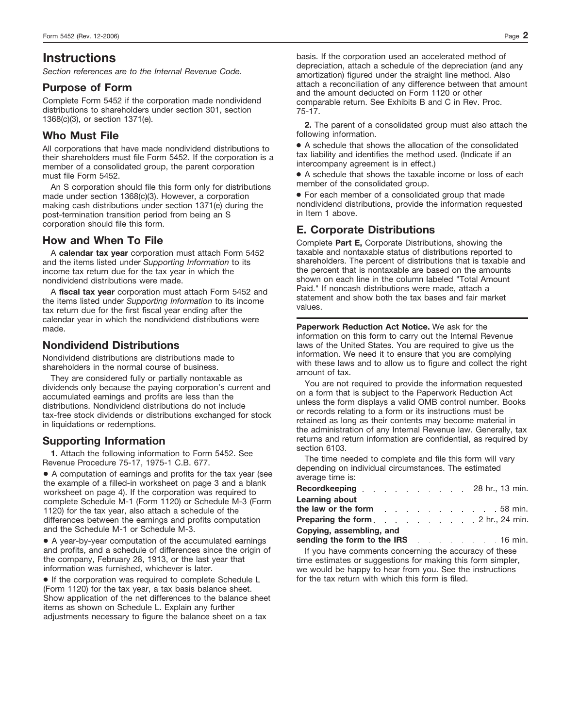# Instructions

*Section references are to the Internal Revenue Code.*

## Purpose of Form

Complete Form 5452 if the corporation made nondividend distributions to shareholders under section 301, section 1368(c)(3), or section 1371(e).

## Who Must File

All corporations that have made nondividend distributions to their shareholders must file Form 5452. If the corporation is a member of a consolidated group, the parent corporation must file Form 5452.

An S corporation should file this form only for distributions made under section 1368(c)(3). However, a corporation making cash distributions under section 1371(e) during the post-termination transition period from being an S corporation should file this form.

## How and When To File

A **calendar tax year** corporation must attach Form 5452 and the items listed under *Supporting Information* to its income tax return due for the tax year in which the nondividend distributions were made.

A **fiscal tax year** corporation must attach Form 5452 and the items listed under *Supporting Information* to its income tax return due for the first fiscal year ending after the calendar year in which the nondividend distributions were made.

## Nondividend Distributions

Nondividend distributions are distributions made to shareholders in the normal course of business.

They are considered fully or partially nontaxable as dividends only because the paying corporation's current and accumulated earnings and profits are less than the distributions. Nondividend distributions do not include tax-free stock dividends or distributions exchanged for stock in liquidations or redemptions.

## Supporting Information

**1.** Attach the following information to Form 5452. See Revenue Procedure 75-17, 1975-1 C.B. 677.

- A computation of earnings and profits for the tax year (see the example of a filled-in worksheet on page 3 and a blank worksheet on page 4). If the corporation was required to complete Schedule M-1 (Form 1120) or Schedule M-3 (Form 1120) for the tax year, also attach a schedule of the differences between the earnings and profits computation and the Schedule M-1 or Schedule M-3.
- A year-by-year computation of the accumulated earnings and profits, and a schedule of differences since the origin of the company, February 28, 1913, or the last year that information was furnished, whichever is later.
- If the corporation was required to complete Schedule L (Form 1120) for the tax year, a tax basis balance sheet. Show application of the net differences to the balance sheet items as shown on Schedule L. Explain any further adjustments necessary to figure the balance sheet on a tax basis. If the corporation used an accelerated method of depreciation, attach a schedule of the depreciation (and any amortization) figured under the straight line method. Also attach a reconciliation of any difference between that amount and the amount deducted on Form 1120 or other comparable return. See Exhibits B and C in Rev. Proc. 75-17.

**2.** The parent of a consolidated group must also attach the following information.

- A schedule that shows the allocation of the consolidated tax liability and identifies the method used. (Indicate if an intercompany agreement is in effect.)
- A schedule that shows the taxable income or loss of each member of the consolidated group.
- For each member of a consolidated group that made nondividend distributions, provide the information requested in Item 1 above.

## E. Corporate Distributions

Complete **Part E,** Corporate Distributions, showing the taxable and nontaxable status of distributions reported to shareholders. The percent of distributions that is taxable and the percent that is nontaxable are based on the amounts shown on each line in the column labeled "Total Amount Paid." If noncash distributions were made, attach a statement and show both the tax bases and fair market values.

---

**Paperwork Reduction Act Notice.** We ask for the information on this form to carry out the Internal Revenue laws of the United States. You are required to give us the information. We need it to ensure that you are complying with these laws and to allow us to figure and collect the right amount of tax.

You are not required to provide the information requested on a form that is subject to the Paperwork Reduction Act unless the form displays a valid OMB control number. Books or records relating to a form or its instructions must be retained as long as their contents may become material in the administration of any Internal Revenue law. Generally, tax returns and return information are confidential, as required by section 6103.

The time needed to complete and file this form will vary depending on individual circumstances. The estimated average time is:

| | |
|---|---|
| **Recordkeeping** | 28 hr., 13 min. |
| **Learning about the law or the form** | 58 min. |
| **Preparing the form** | 2 hr., 24 min. |
| **Copying, assembling, and sending the form to the IRS** | 16 min. |

If you have comments concerning the accuracy of these time estimates or suggestions for making this form simpler, we would be happy to hear from you. See the instructions for the tax return with which this form is filed.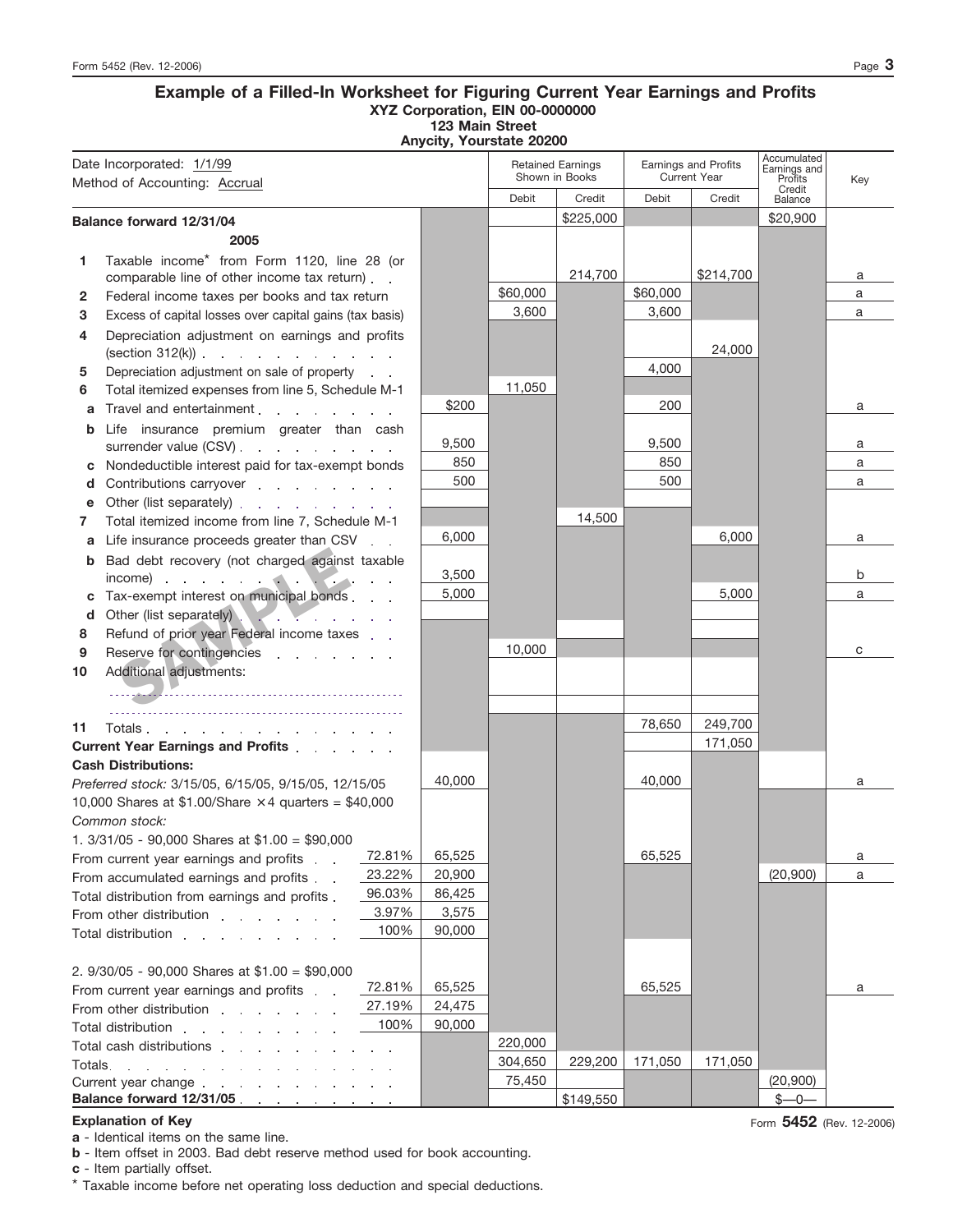## Example of a Filled-In Worksheet for Figuring Current Year Earnings and Profits

**XYZ Corporation, EIN 00-0000000**
**123 Main Street**
**Anycity, Yourstate 20200**

| Date Incorporated: 1/1/99<br>Method of Accounting: Accrual | | | Retained Earnings Shown in Books | | Earnings and Profits Current Year | | Accumulated Earnings and Profits Credit Balance | Key |
|---|---|---|---|---|---|---|---|---|
| | | | Debit | Credit | Debit | Credit | | |
| **Balance forward 12/31/04** | | | | $225,000 | | | $20,900 | |
| **2005** | | | | | | | | |
| 1 Taxable income* from Form 1120, line 28 (or comparable line of other income tax return) | | | | 214,700 | | $214,700 | | a |
| 2 Federal income taxes per books and tax return | | | $60,000 | | $60,000 | | | a |
| 3 Excess of capital losses over capital gains (tax basis) | | | 3,600 | | 3,600 | | | a |
| 4 Depreciation adjustment on earnings and profits (section 312(k)) | | | | | | 24,000 | | |
| 5 Depreciation adjustment on sale of property | | | | | 4,000 | | | |
| 6 Total itemized expenses from line 5, Schedule M-1 | | | 11,050 | | | | | |
| a Travel and entertainment | | $200 | | | 200 | | | a |
| b Life insurance premium greater than cash surrender value (CSV) | | 9,500 | | | 9,500 | | | a |
| c Nondeductible interest paid for tax-exempt bonds | | 850 | | | 850 | | | a |
| d Contributions carryover | | 500 | | | 500 | | | a |
| e Other (list separately) | | | | | | | | |
| 7 Total itemized income from line 7, Schedule M-1 | | | | 14,500 | | | | |
| a Life insurance proceeds greater than CSV | | 6,000 | | | | 6,000 | | a |
| b Bad debt recovery (not charged against taxable income) | | 3,500 | | | | | | b |
| c Tax-exempt interest on municipal bonds | | 5,000 | | | | 5,000 | | a |
| d Other (list separately) | | | | | | | | |
| 8 Refund of prior year Federal income taxes | | | | | | | | |
| 9 Reserve for contingencies | | | 10,000 | | | | | c |
| 10 Additional adjustments: | | | | | | | | |
| 11 Totals | | | | | 78,650 | 249,700 | | |
| **Current Year Earnings and Profits** | | | | | | 171,050 | | |
| **Cash Distributions:** | | | | | | | | |
| *Preferred stock:* 3/15/05, 6/15/05, 9/15/05, 12/15/05<br>10,000 Shares at $1.00/Share × 4 quarters = $40,000 | | 40,000 | | | 40,000 | | | a |
| *Common stock:*<br>1. 3/31/05 - 90,000 Shares at $1.00 = $90,000 | | | | | | | | |
| From current year earnings and profits | 72.81% | 65,525 | | | 65,525 | | | a |
| From accumulated earnings and profits | 23.22% | 20,900 | | | | | (20,900) | a |
| Total distribution from earnings and profits | 96.03% | 86,425 | | | | | | |
| From other distribution | 3.97% | 3,575 | | | | | | |
| Total distribution | 100% | 90,000 | | | | | | |
| 2. 9/30/05 - 90,000 Shares at $1.00 = $90,000 | | | | | | | | |
| From current year earnings and profits | 72.81% | 65,525 | | | 65,525 | | | a |
| From other distribution | 27.19% | 24,475 | | | | | | |
| Total distribution | 100% | 90,000 | | | | | | |
| Total cash distributions | | | 220,000 | | | | | |
| Totals | | | 304,650 | 229,200 | 171,050 | 171,050 | | |
| Current year change | | | 75,450 | | | | (20,900) | |
| **Balance forward 12/31/05** | | | | $149,550 | | | $—0— | |

**Explanation of Key**

**a** - Identical items on the same line.

**b** - Item offset in 2003. Bad debt reserve method used for book accounting.

**c** - Item partially offset.

\* Taxable income before net operating loss deduction and special deductions.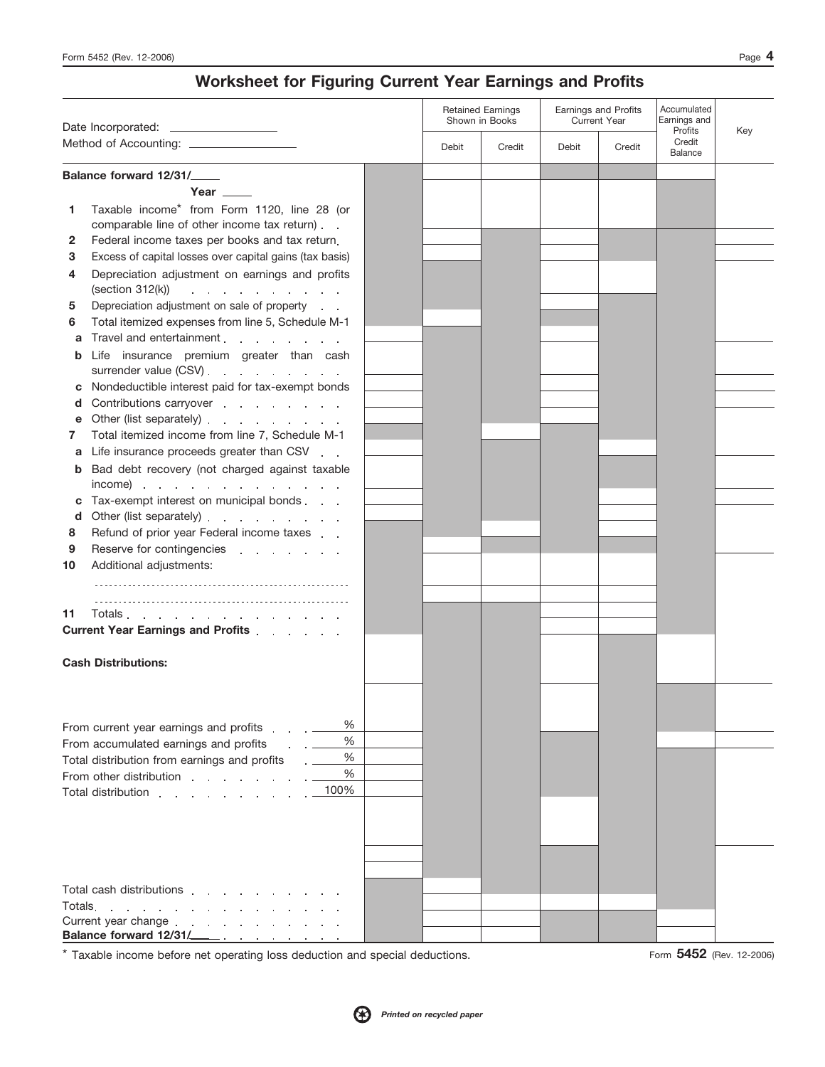## Worksheet for Figuring Current Year Earnings and Profits

| Date Incorporated: ____________ Method of Accounting: ____________ | | Retained Earnings Shown in Books | | Earnings and Profits Current Year | | Accumulated Earnings and Profits Credit Balance | Key |
|---|---|---|---|---|---|---|---|
| | | Debit | Credit | Debit | Credit | | |
| **Balance forward 12/31/____** | | | | | | | |
| Year ____ | | | | | | | |
| 1 Taxable income* from Form 1120, line 28 (or comparable line of other income tax return) | | | | | | | |
| 2 Federal income taxes per books and tax return | | | | | | | |
| 3 Excess of capital losses over capital gains (tax basis) | | | | | | | |
| 4 Depreciation adjustment on earnings and profits (section 312(k)) | | | | | | | |
| 5 Depreciation adjustment on sale of property | | | | | | | |
| 6 Total itemized expenses from line 5, Schedule M-1 | | | | | | | |
| a Travel and entertainment | | | | | | | |
| b Life insurance premium greater than cash surrender value (CSV) | | | | | | | |
| c Nondeductible interest paid for tax-exempt bonds | | | | | | | |
| d Contributions carryover | | | | | | | |
| e Other (list separately) | | | | | | | |
| 7 Total itemized income from line 7, Schedule M-1 | | | | | | | |
| a Life insurance proceeds greater than CSV | | | | | | | |
| b Bad debt recovery (not charged against taxable income) | | | | | | | |
| c Tax-exempt interest on municipal bonds | | | | | | | |
| d Other (list separately) | | | | | | | |
| 8 Refund of prior year Federal income taxes | | | | | | | |
| 9 Reserve for contingencies | | | | | | | |
| 10 Additional adjustments: | | | | | | | |
| ............................................ | | | | | | | |
| ............................................ | | | | | | | |
| 11 Totals | | | | | | | |
| **Current Year Earnings and Profits** | | | | | | | |
| **Cash Distributions:** | | | | | | | |
| | | | | | | | |
| From current year earnings and profits ____ % | | | | | | | |
| From accumulated earnings and profits ____ % | | | | | | | |
| Total distribution from earnings and profits ____ % | | | | | | | |
| From other distribution ____ % | | | | | | | |
| Total distribution 100% | | | | | | | |
| | | | | | | | |
| | | | | | | | |
| | | | | | | | |
| Total cash distributions | | | | | | | |
| Totals | | | | | | | |
| Current year change | | | | | | | |
| **Balance forward 12/31/____** | | | | | | | |

\* Taxable income before net operating loss deduction and special deductions.

Form **5452** (Rev. 12-2006)

*Printed on recycled paper*